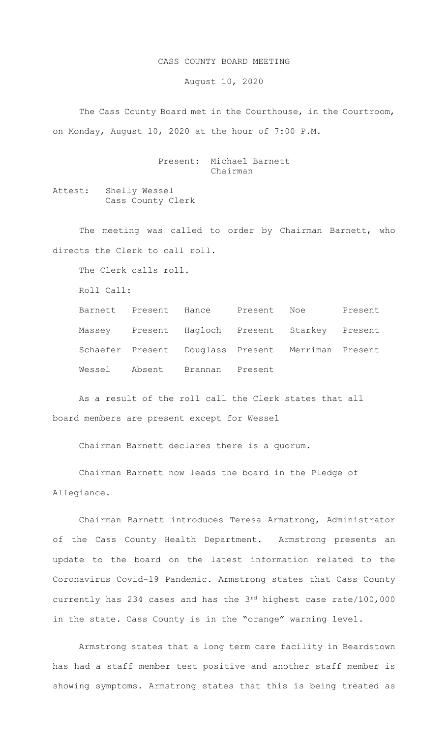# CASS COUNTY BOARD MEETING

August 10, 2020

The Cass County Board met in the Courthouse, in the Courtroom, on Monday, August 10, 2020 at the hour of 7:00 P.M.

Present: Michael Barnett
Chairman

Attest: Shelly Wessel
Cass County Clerk

The meeting was called to order by Chairman Barnett, who directs the Clerk to call roll.

The Clerk calls roll.

Roll Call:

| | | | | | |
|---|---|---|---|---|---|
| Barnett | Present | Hance | Present | Noe | Present |
| Massey | Present | Hagloch | Present | Starkey | Present |
| Schaefer | Present | Douglass | Present | Merriman | Present |
| Wessel | Absent | Brannan | Present | | |

As a result of the roll call the Clerk states that all board members are present except for Wessel

Chairman Barnett declares there is a quorum.

Chairman Barnett now leads the board in the Pledge of Allegiance.

Chairman Barnett introduces Teresa Armstrong, Administrator of the Cass County Health Department. Armstrong presents an update to the board on the latest information related to the Coronavirus Covid-19 Pandemic. Armstrong states that Cass County currently has 234 cases and has the 3rd highest case rate/100,000 in the state. Cass County is in the "orange" warning level.

Armstrong states that a long term care facility in Beardstown has had a staff member test positive and another staff member is showing symptoms. Armstrong states that this is being treated as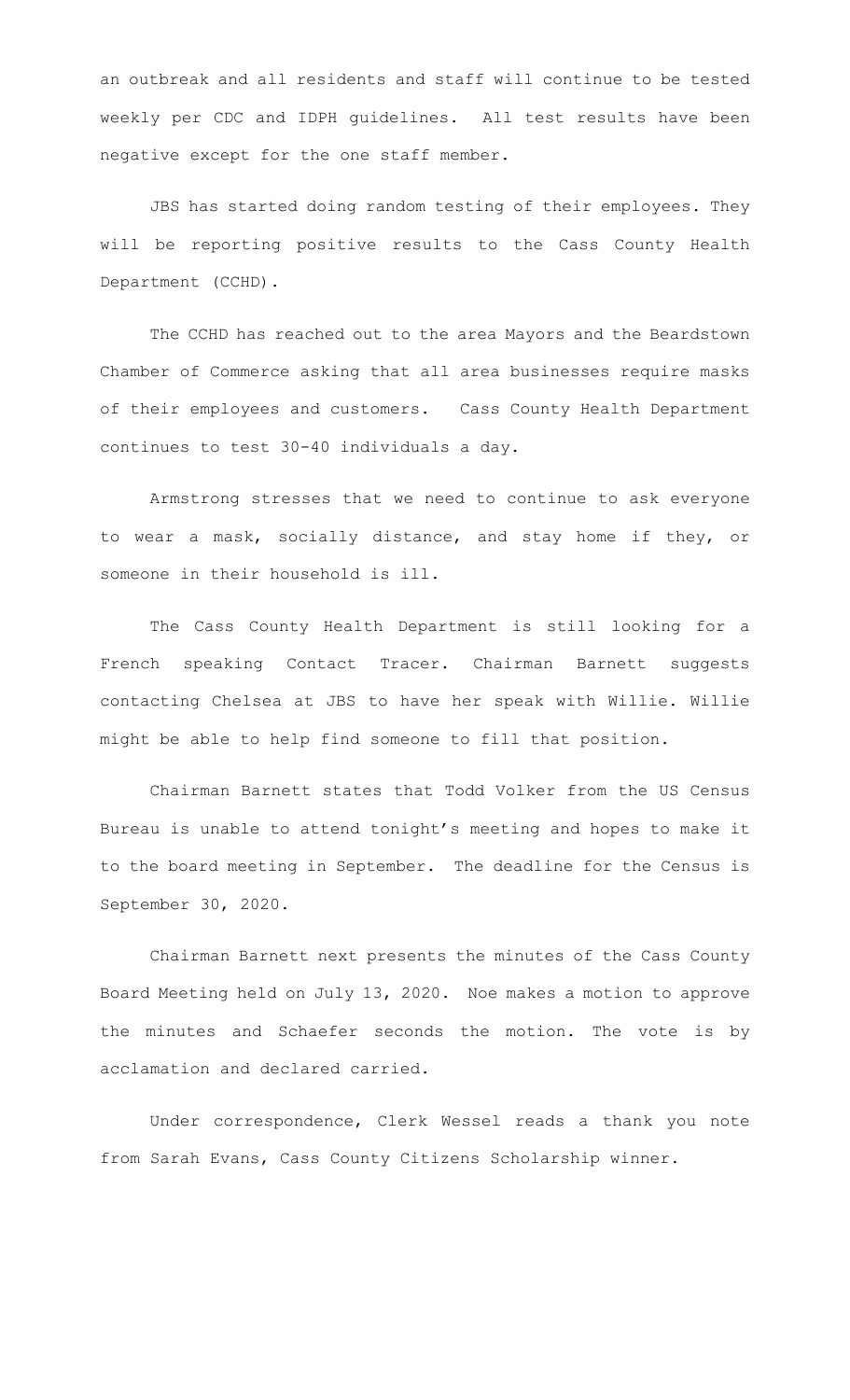an outbreak and all residents and staff will continue to be tested weekly per CDC and IDPH guidelines. All test results have been negative except for the one staff member.

JBS has started doing random testing of their employees. They will be reporting positive results to the Cass County Health Department (CCHD).

The CCHD has reached out to the area Mayors and the Beardstown Chamber of Commerce asking that all area businesses require masks of their employees and customers. Cass County Health Department continues to test 30-40 individuals a day.

Armstrong stresses that we need to continue to ask everyone to wear a mask, socially distance, and stay home if they, or someone in their household is ill.

The Cass County Health Department is still looking for a French speaking Contact Tracer. Chairman Barnett suggests contacting Chelsea at JBS to have her speak with Willie. Willie might be able to help find someone to fill that position.

Chairman Barnett states that Todd Volker from the US Census Bureau is unable to attend tonight's meeting and hopes to make it to the board meeting in September. The deadline for the Census is September 30, 2020.

Chairman Barnett next presents the minutes of the Cass County Board Meeting held on July 13, 2020. Noe makes a motion to approve the minutes and Schaefer seconds the motion. The vote is by acclamation and declared carried.

Under correspondence, Clerk Wessel reads a thank you note from Sarah Evans, Cass County Citizens Scholarship winner.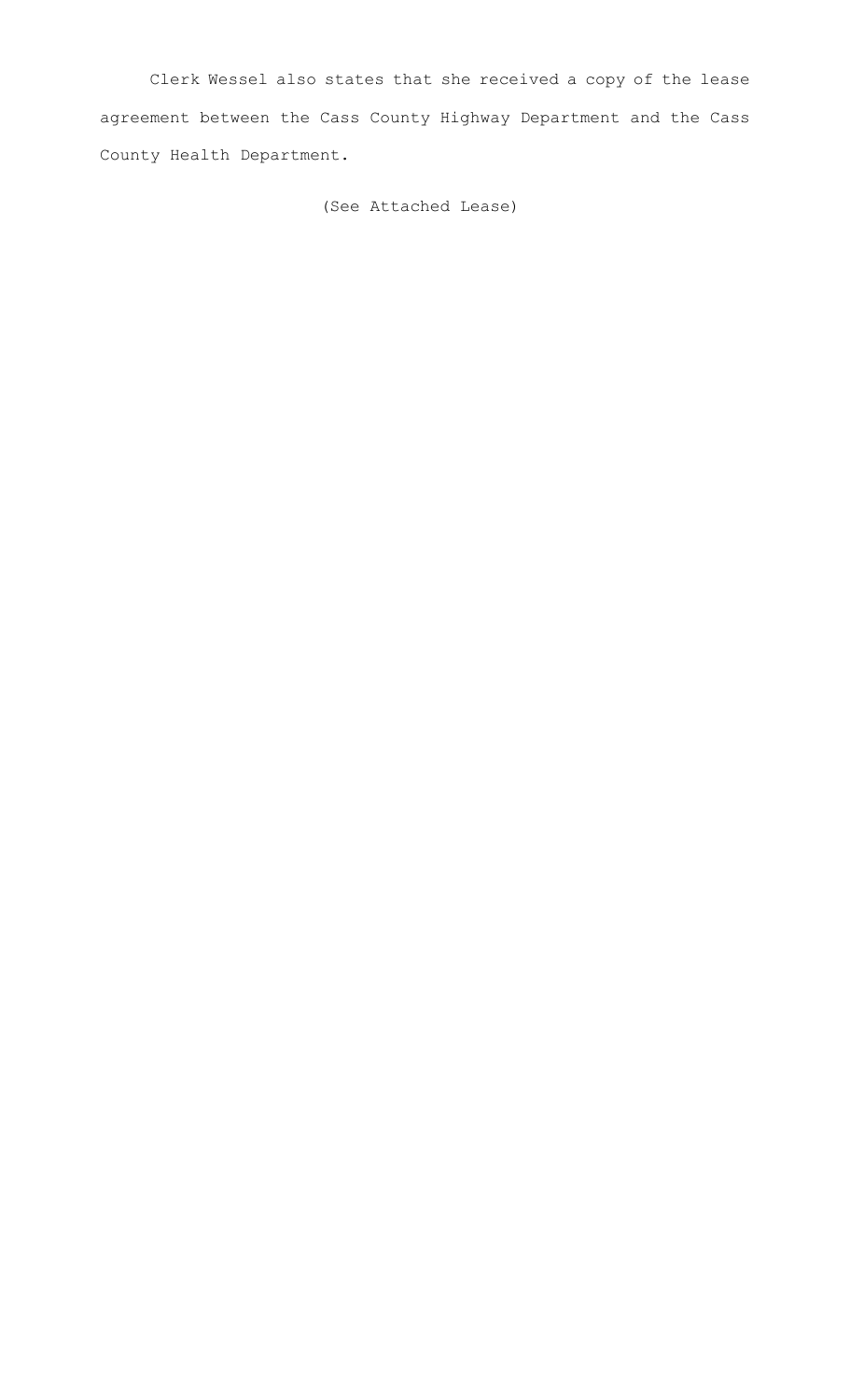Clerk Wessel also states that she received a copy of the lease agreement between the Cass County Highway Department and the Cass County Health Department.

(See Attached Lease)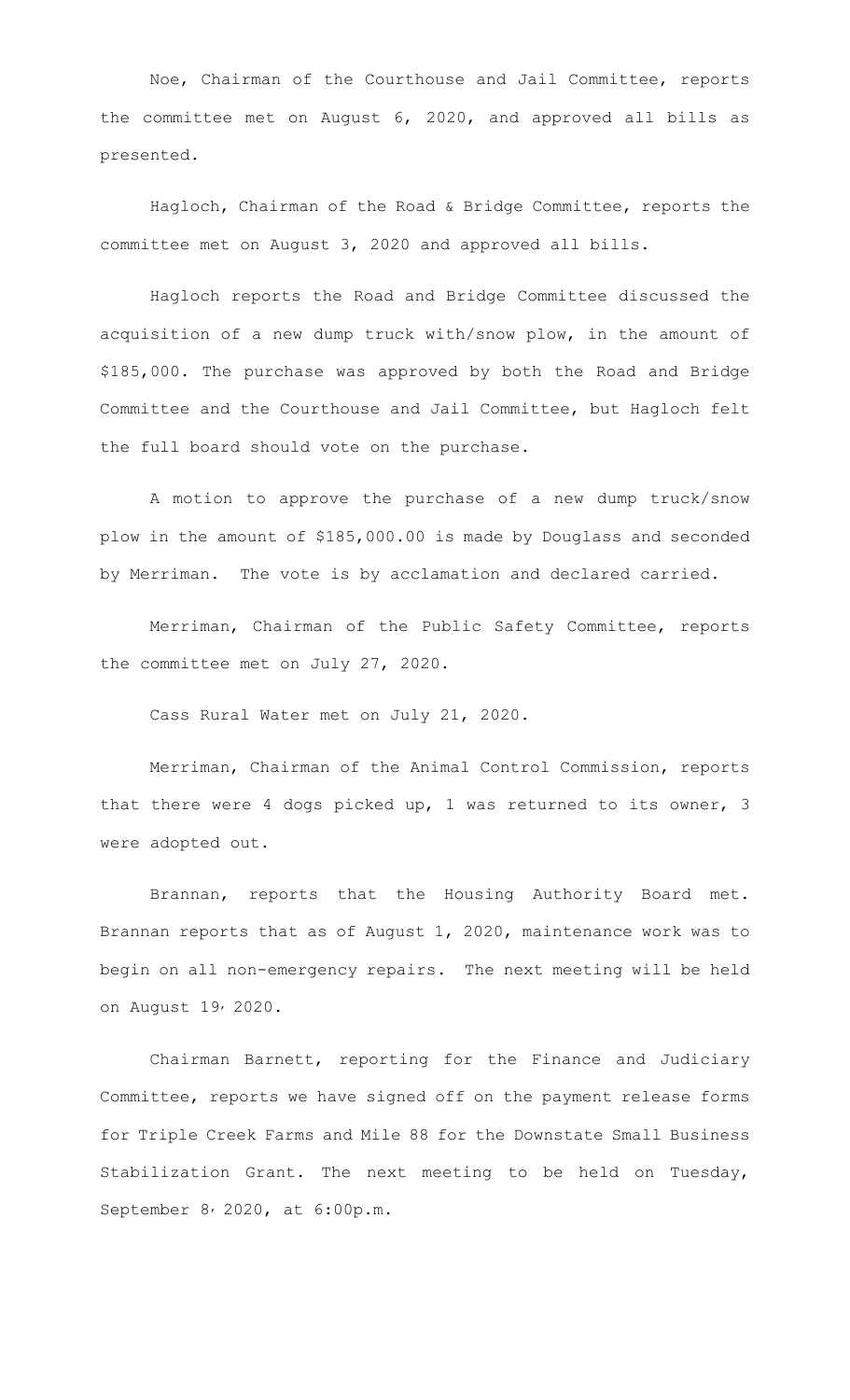Noe, Chairman of the Courthouse and Jail Committee, reports the committee met on August 6, 2020, and approved all bills as presented.

Hagloch, Chairman of the Road & Bridge Committee, reports the committee met on August 3, 2020 and approved all bills.

Hagloch reports the Road and Bridge Committee discussed the acquisition of a new dump truck with/snow plow, in the amount of $185,000. The purchase was approved by both the Road and Bridge Committee and the Courthouse and Jail Committee, but Hagloch felt the full board should vote on the purchase.

A motion to approve the purchase of a new dump truck/snow plow in the amount of $185,000.00 is made by Douglass and seconded by Merriman. The vote is by acclamation and declared carried.

Merriman, Chairman of the Public Safety Committee, reports the committee met on July 27, 2020.

Cass Rural Water met on July 21, 2020.

Merriman, Chairman of the Animal Control Commission, reports that there were 4 dogs picked up, 1 was returned to its owner, 3 were adopted out.

Brannan, reports that the Housing Authority Board met. Brannan reports that as of August 1, 2020, maintenance work was to begin on all non-emergency repairs. The next meeting will be held on August 19, 2020.

Chairman Barnett, reporting for the Finance and Judiciary Committee, reports we have signed off on the payment release forms for Triple Creek Farms and Mile 88 for the Downstate Small Business Stabilization Grant. The next meeting to be held on Tuesday, September 8, 2020, at 6:00p.m.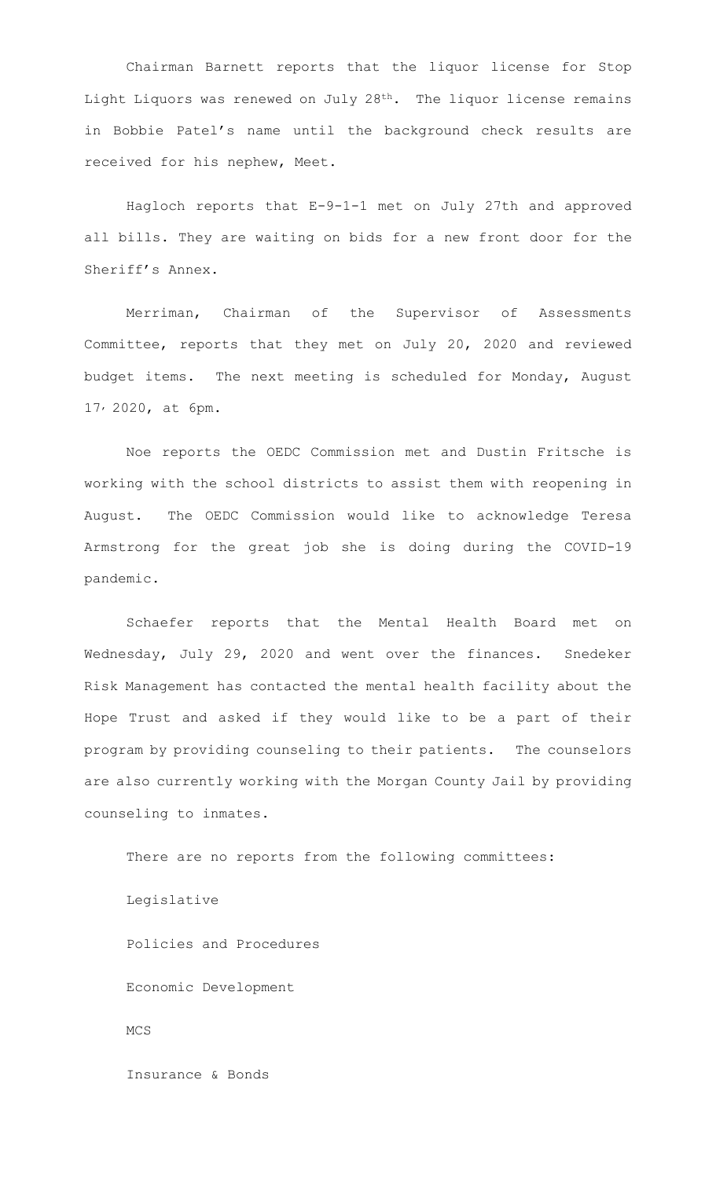Chairman Barnett reports that the liquor license for Stop Light Liquors was renewed on July 28th. The liquor license remains in Bobbie Patel's name until the background check results are received for his nephew, Meet.

Hagloch reports that E-9-1-1 met on July 27th and approved all bills. They are waiting on bids for a new front door for the Sheriff's Annex.

Merriman, Chairman of the Supervisor of Assessments Committee, reports that they met on July 20, 2020 and reviewed budget items. The next meeting is scheduled for Monday, August 17, 2020, at 6pm.

Noe reports the OEDC Commission met and Dustin Fritsche is working with the school districts to assist them with reopening in August. The OEDC Commission would like to acknowledge Teresa Armstrong for the great job she is doing during the COVID-19 pandemic.

Schaefer reports that the Mental Health Board met on Wednesday, July 29, 2020 and went over the finances. Snedeker Risk Management has contacted the mental health facility about the Hope Trust and asked if they would like to be a part of their program by providing counseling to their patients. The counselors are also currently working with the Morgan County Jail by providing counseling to inmates.

There are no reports from the following committees:

Legislative

Policies and Procedures

Economic Development

MCS

Insurance & Bonds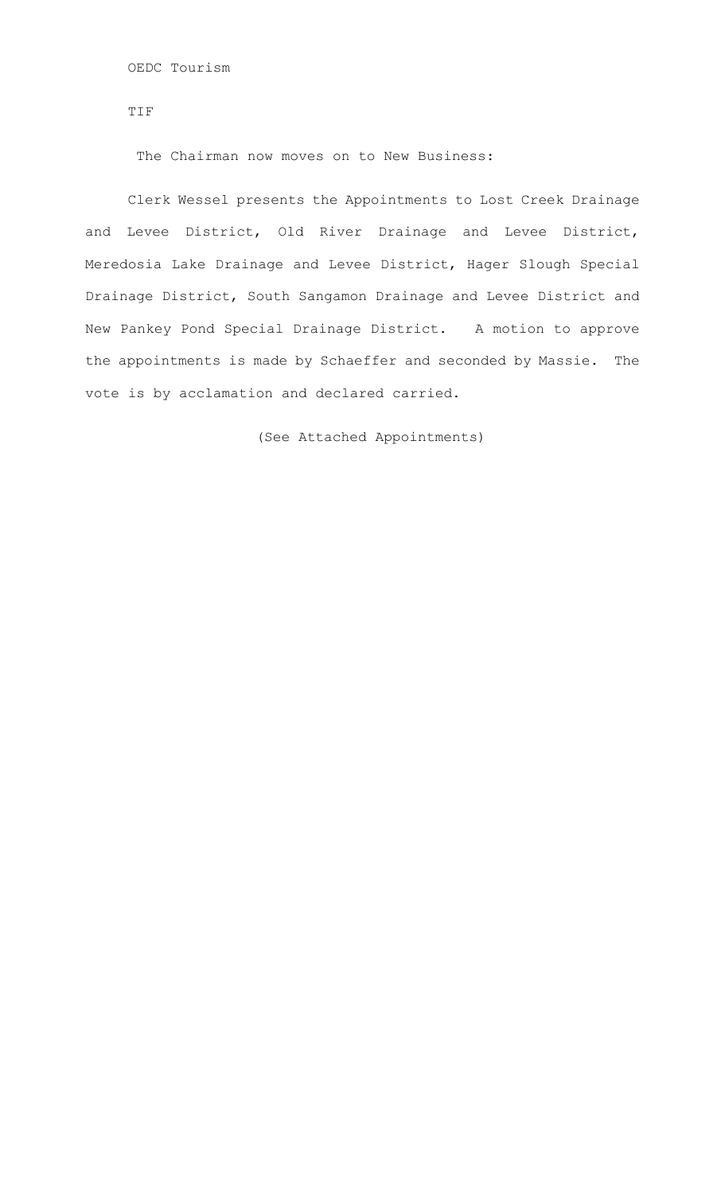OEDC Tourism

TIF

The Chairman now moves on to New Business:

Clerk Wessel presents the Appointments to Lost Creek Drainage and Levee District, Old River Drainage and Levee District, Meredosia Lake Drainage and Levee District, Hager Slough Special Drainage District, South Sangamon Drainage and Levee District and New Pankey Pond Special Drainage District. A motion to approve the appointments is made by Schaeffer and seconded by Massie. The vote is by acclamation and declared carried.

(See Attached Appointments)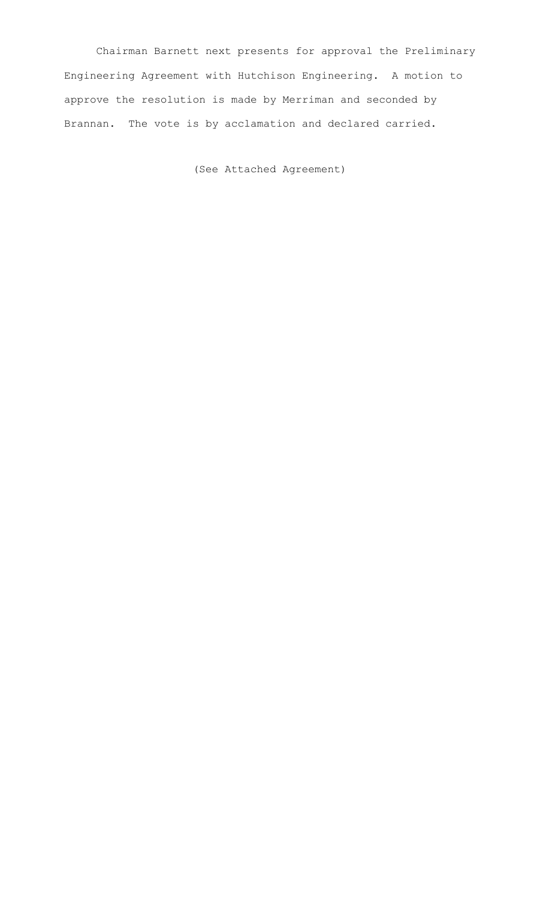Chairman Barnett next presents for approval the Preliminary Engineering Agreement with Hutchison Engineering. A motion to approve the resolution is made by Merriman and seconded by Brannan. The vote is by acclamation and declared carried.

(See Attached Agreement)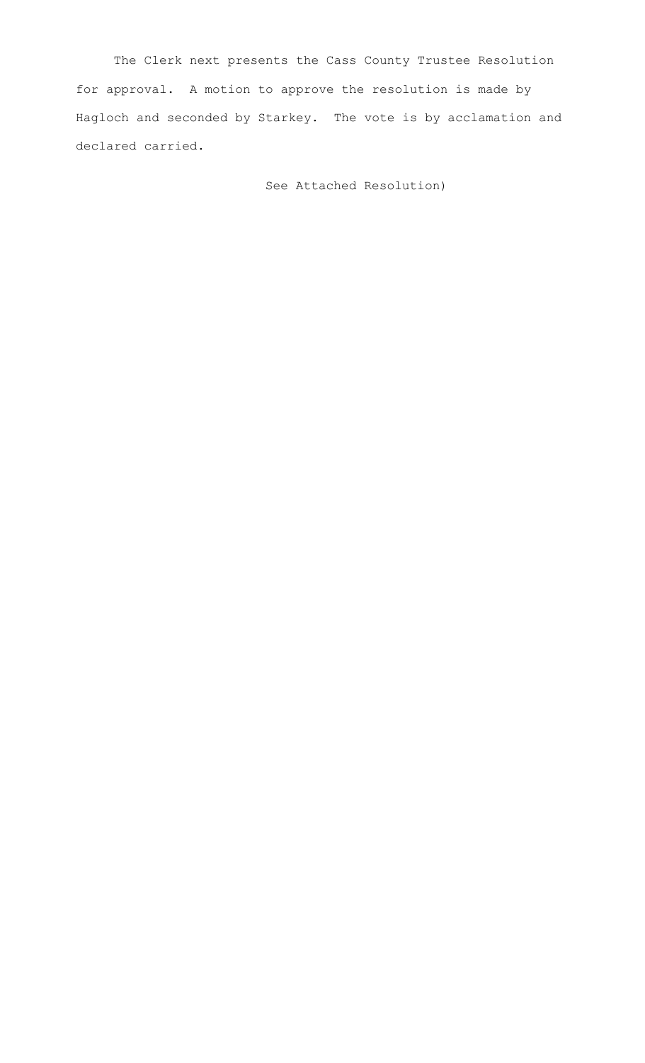The Clerk next presents the Cass County Trustee Resolution for approval. A motion to approve the resolution is made by Hagloch and seconded by Starkey. The vote is by acclamation and declared carried.

See Attached Resolution)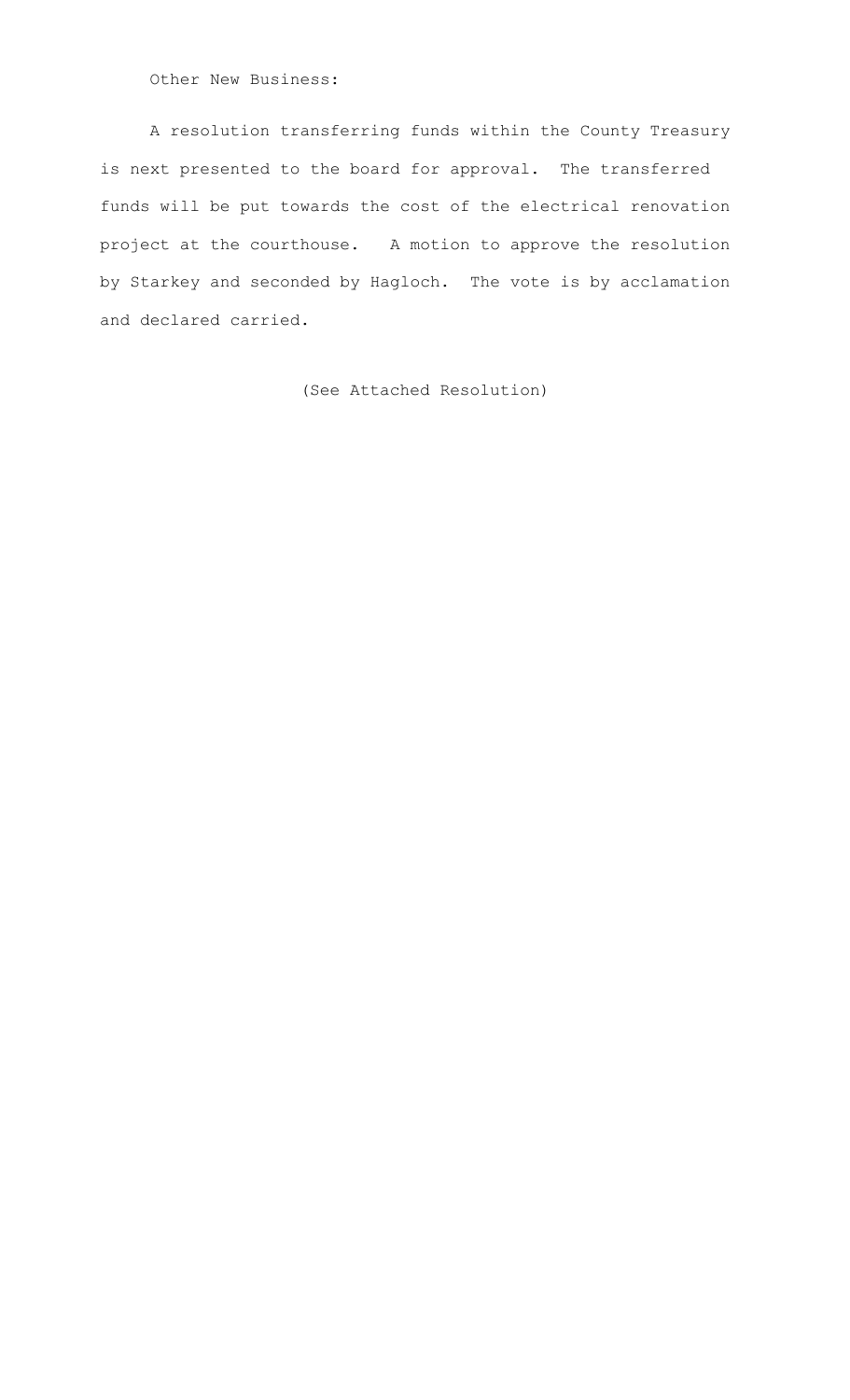Other New Business:

A resolution transferring funds within the County Treasury is next presented to the board for approval. The transferred funds will be put towards the cost of the electrical renovation project at the courthouse. A motion to approve the resolution by Starkey and seconded by Hagloch. The vote is by acclamation and declared carried.

(See Attached Resolution)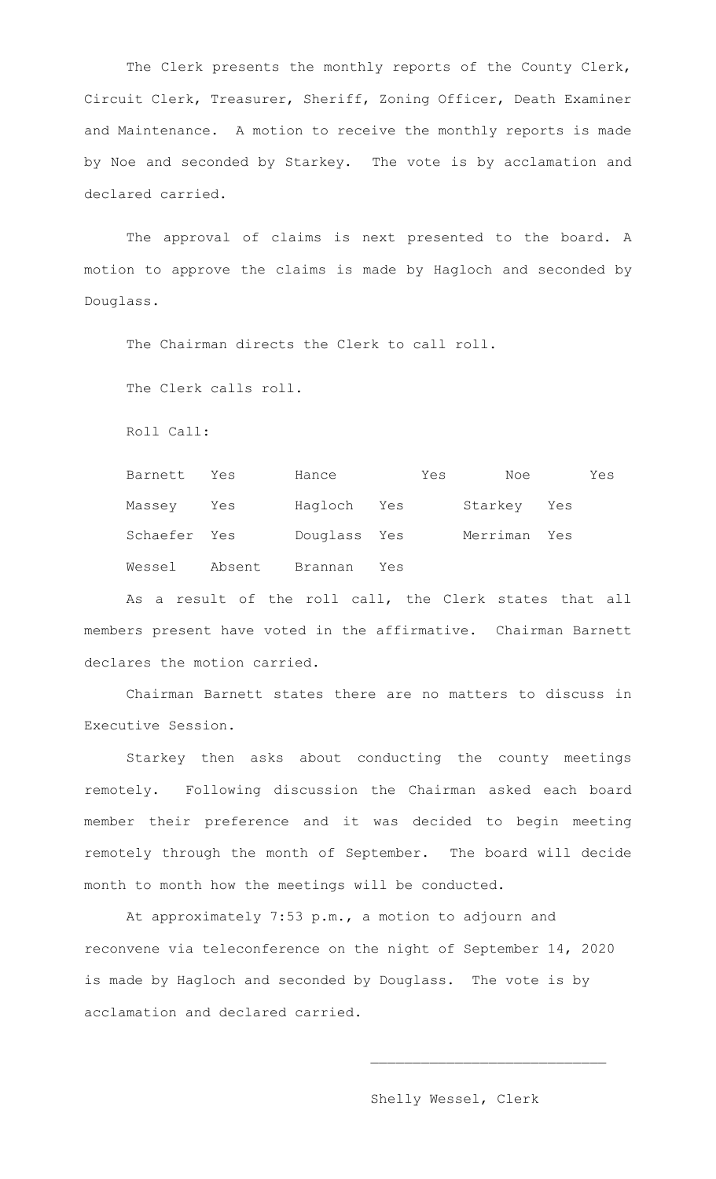The Clerk presents the monthly reports of the County Clerk, Circuit Clerk, Treasurer, Sheriff, Zoning Officer, Death Examiner and Maintenance. A motion to receive the monthly reports is made by Noe and seconded by Starkey. The vote is by acclamation and declared carried.

The approval of claims is next presented to the board. A motion to approve the claims is made by Hagloch and seconded by Douglass.

The Chairman directs the Clerk to call roll.

The Clerk calls roll.

Roll Call:

| | | | | | |
|---|---|---|---|---|---|
| Barnett | Yes | Hance | Yes | Noe | Yes |
| Massey | Yes | Hagloch | Yes | Starkey | Yes |
| Schaefer | Yes | Douglass | Yes | Merriman | Yes |
| Wessel | Absent | Brannan | Yes | | |

As a result of the roll call, the Clerk states that all members present have voted in the affirmative. Chairman Barnett declares the motion carried.

Chairman Barnett states there are no matters to discuss in Executive Session.

Starkey then asks about conducting the county meetings remotely. Following discussion the Chairman asked each board member their preference and it was decided to begin meeting remotely through the month of September. The board will decide month to month how the meetings will be conducted.

At approximately 7:53 p.m., a motion to adjourn and reconvene via teleconference on the night of September 14, 2020 is made by Hagloch and seconded by Douglass. The vote is by acclamation and declared carried.

\_\_\_\_\_\_\_\_\_\_\_\_\_\_\_\_\_\_\_\_\_\_\_\_\_\_\_\_

Shelly Wessel, Clerk